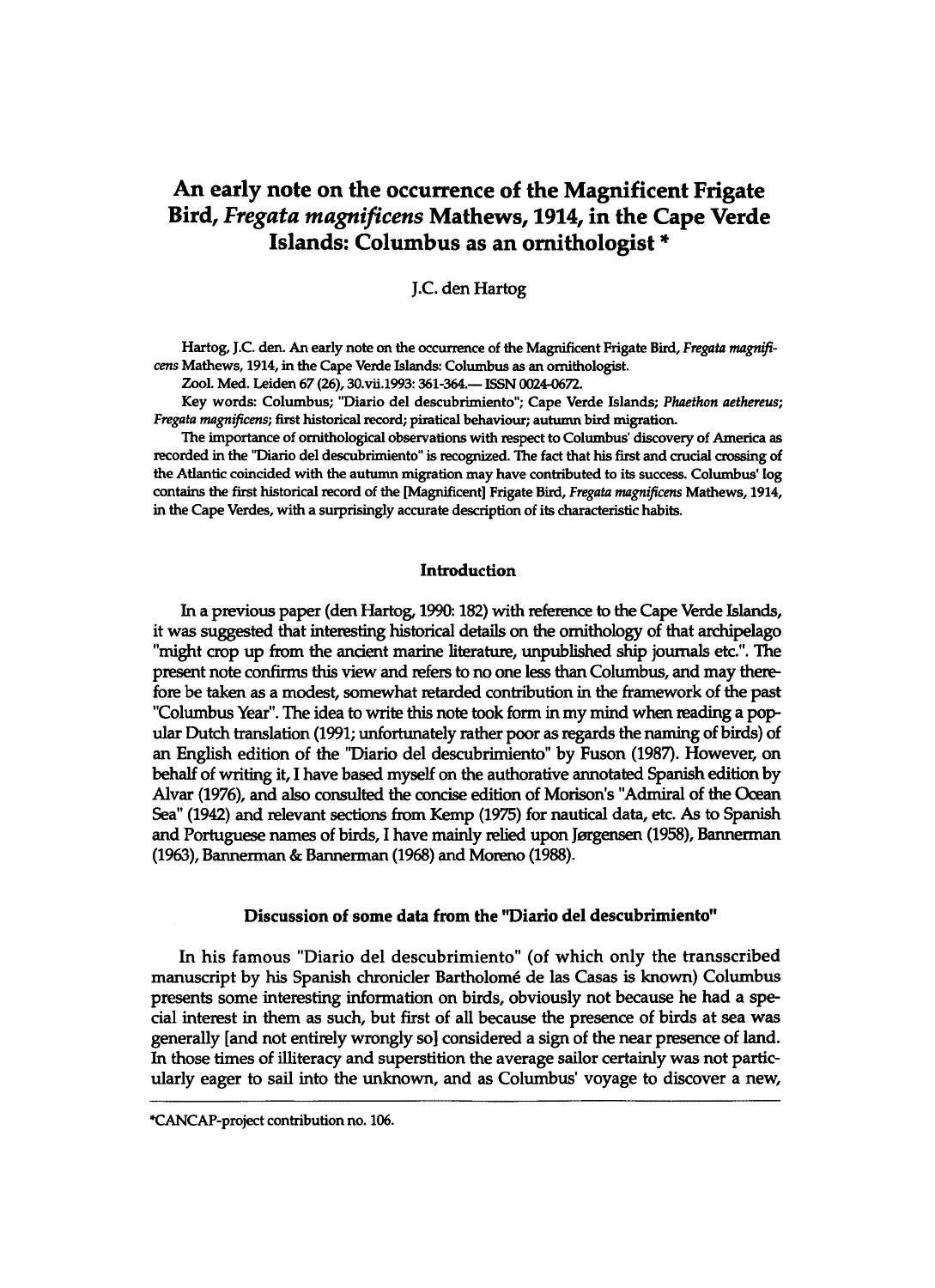# An early note on the occurrence of the Magnificent Frigate Bird, *Fregata magnificens* Mathews, 1914, in the Cape Verde Islands: Columbus as an ornithologist *

J.C. den Hartog

Hartog, J.C. den. An early note on the occurrence of the Magnificent Frigate Bird, *Fregata magnificens* Mathews, 1914, in the Cape Verde Islands: Columbus as an ornithologist.

Zool. Med. Leiden 67 (26), 30.vii.1993: 361-364.— ISSN 0024-0672.

Key words: Columbus; "Diario del descubrimiento"; Cape Verde Islands; *Phaethon aethereus*; *Fregata magnificens*; first historical record; piratical behaviour; autumn bird migration.

The importance of ornithological observations with respect to Columbus' discovery of America as recorded in the "Diario del descubrimiento" is recognized. The fact that his first and crucial crossing of the Atlantic coincided with the autumn migration may have contributed to its success. Columbus' log contains the first historical record of the [Magnificent] Frigate Bird, *Fregata magnificens* Mathews, 1914, in the Cape Verdes, with a surprisingly accurate description of its characteristic habits.

## Introduction

In a previous paper (den Hartog, 1990: 182) with reference to the Cape Verde Islands, it was suggested that interesting historical details on the ornithology of that archipelago "might crop up from the ancient marine literature, unpublished ship journals etc.". The present note confirms this view and refers to no one less than Columbus, and may therefore be taken as a modest, somewhat retarded contribution in the framework of the past "Columbus Year". The idea to write this note took form in my mind when reading a popular Dutch translation (1991; unfortunately rather poor as regards the naming of birds) of an English edition of the "Diario del descubrimiento" by Fuson (1987). However, on behalf of writing it, I have based myself on the authorative annotated Spanish edition by Alvar (1976), and also consulted the concise edition of Morison's "Admiral of the Ocean Sea" (1942) and relevant sections from Kemp (1975) for nautical data, etc. As to Spanish and Portuguese names of birds, I have mainly relied upon Jørgensen (1958), Bannerman (1963), Bannerman & Bannerman (1968) and Moreno (1988).

## Discussion of some data from the "Diario del descubrimiento"

In his famous "Diario del descubrimiento" (of which only the transscribed manuscript by his Spanish chronicler Bartholomé de las Casas is known) Columbus presents some interesting information on birds, obviously not because he had a special interest in them as such, but first of all because the presence of birds at sea was generally [and not entirely wrongly so] considered a sign of the near presence of land. In those times of illiteracy and superstition the average sailor certainly was not particularly eager to sail into the unknown, and as Columbus' voyage to discover a new,

*CANCAP-project contribution no. 106.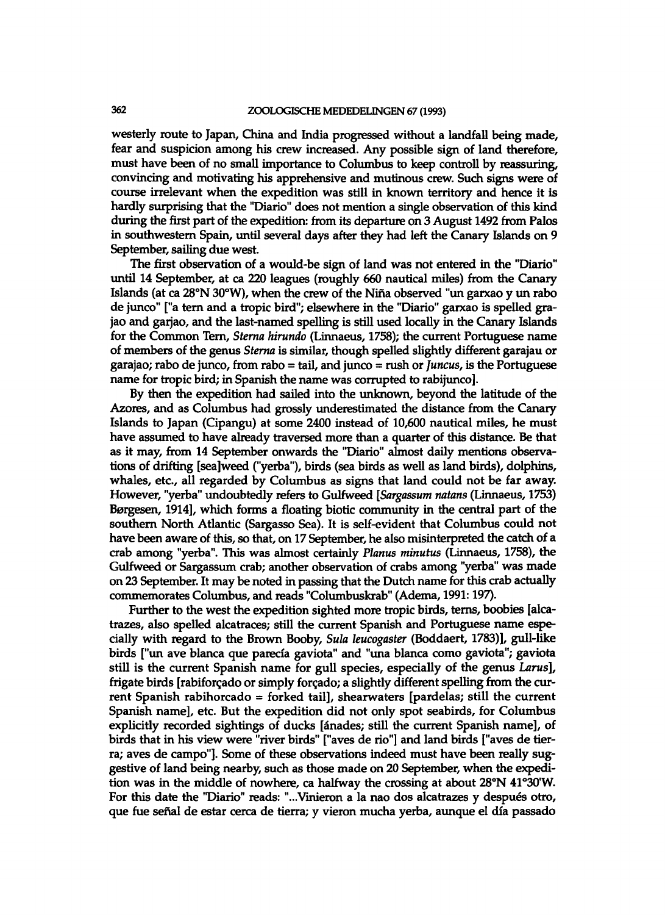westerly route to Japan, China and India progressed without a landfall being made, fear and suspicion among his crew increased. Any possible sign of land therefore, must have been of no small importance to Columbus to keep controll by reassuring, convincing and motivating his apprehensive and mutinous crew. Such signs were of course irrelevant when the expedition was still in known territory and hence it is hardly surprising that the "Diario" does not mention a single observation of this kind during the first part of the expedition: from its departure on 3 August 1492 from Palos in southwestern Spain, until several days after they had left the Canary Islands on 9 September, sailing due west.

The first observation of a would-be sign of land was not entered in the "Diario" until 14 September, at ca 220 leagues (roughly 660 nautical miles) from the Canary Islands (at ca 28°N 30°W), when the crew of the Niña observed "un garxao y un rabo de junco" ["a tern and a tropic bird"; elsewhere in the "Diario" garxao is spelled grajao and garjao, and the last-named spelling is still used locally in the Canary Islands for the Common Tern, *Sterna hirundo* (Linnaeus, 1758); the current Portuguese name of members of the genus *Sterna* is similar, though spelled slightly different garajau or garajao; rabo de junco, from rabo = tail, and junco = rush or *Juncus*, is the Portuguese name for tropic bird; in Spanish the name was corrupted to rabijunco].

By then the expedition had sailed into the unknown, beyond the latitude of the Azores, and as Columbus had grossly underestimated the distance from the Canary Islands to Japan (Cipangu) at some 2400 instead of 10,600 nautical miles, he must have assumed to have already traversed more than a quarter of this distance. Be that as it may, from 14 September onwards the "Diario" almost daily mentions observations of drifting [sea]weed ("yerba"), birds (sea birds as well as land birds), dolphins, whales, etc., all regarded by Columbus as signs that land could not be far away. However, "yerba" undoubtedly refers to Gulfweed [*Sargassum natans* (Linnaeus, 1753) Børgesen, 1914], which forms a floating biotic community in the central part of the southern North Atlantic (Sargasso Sea). It is self-evident that Columbus could not have been aware of this, so that, on 17 September, he also misinterpreted the catch of a crab among "yerba". This was almost certainly *Planus minutus* (Linnaeus, 1758), the Gulfweed or Sargassum crab; another observation of crabs among "yerba" was made on 23 September. It may be noted in passing that the Dutch name for this crab actually commemorates Columbus, and reads "Columbuskrab" (Adema, 1991: 197).

Further to the west the expedition sighted more tropic birds, terns, boobies [alcatrazes, also spelled alcatraces; still the current Spanish and Portuguese name especially with regard to the Brown Booby, *Sula leucogaster* (Boddaert, 1783)], gull-like birds ["un ave blanca que parecía gaviota" and "una blanca como gaviota"; gaviota still is the current Spanish name for gull species, especially of the genus *Larus*], frigate birds [rabiforçado or simply forçado; a slightly different spelling from the current Spanish rabihorcado = forked tail], shearwaters [pardelas; still the current Spanish name], etc. But the expedition did not only spot seabirds, for Columbus explicitly recorded sightings of ducks [ánades; still the current Spanish name], of birds that in his view were "river birds" ["aves de rio"] and land birds ["aves de tierra; aves de campo"]. Some of these observations indeed must have been really suggestive of land being nearby, such as those made on 20 September, when the expedition was in the middle of nowhere, ca halfway the crossing at about 28°N 41°30'W. For this date the "Diario" reads: "...Vinieron a la nao dos alcatrazes y después otro, que fue señal de estar cerca de tierra; y vieron mucha yerba, aunque el día passado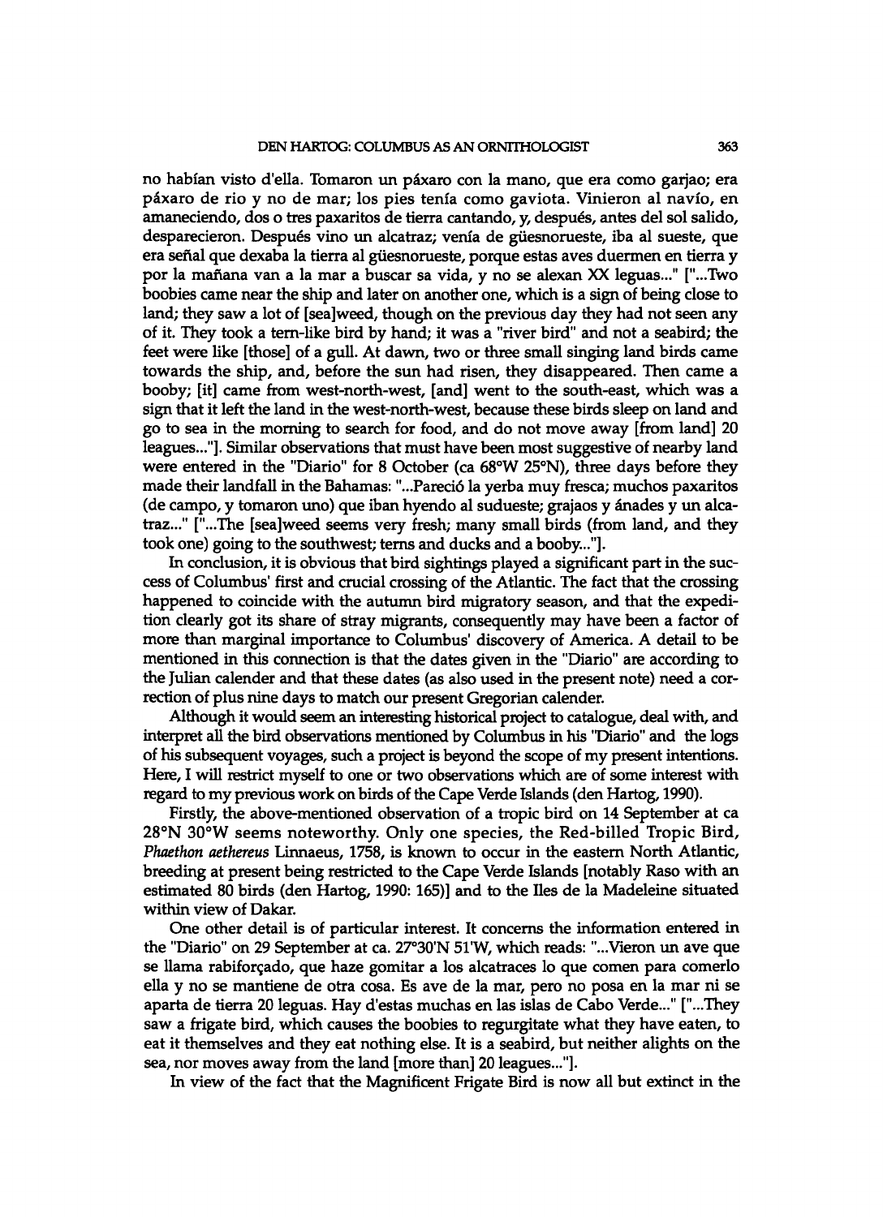no habían visto d'ella. Tomaron un páxaro con la mano, que era como garjao; era páxaro de rio y no de mar; los pies tenía como gaviota. Vinieron al navío, en amaneciendo, dos o tres paxaritos de tierra cantando, y, después, antes del sol salido, desparecieron. Después vino un alcatraz; venía de güesnorueste, iba al sueste, que era señal que dexaba la tierra al güesnorueste, porque estas aves duermen en tierra y por la mañana van a la mar a buscar sa vida, y no se alexan XX leguas..." ["...Two boobies came near the ship and later on another one, which is a sign of being close to land; they saw a lot of [sea]weed, though on the previous day they had not seen any of it. They took a tern-like bird by hand; it was a "river bird" and not a seabird; the feet were like [those] of a gull. At dawn, two or three small singing land birds came towards the ship, and, before the sun had risen, they disappeared. Then came a booby; [it] came from west-north-west, [and] went to the south-east, which was a sign that it left the land in the west-north-west, because these birds sleep on land and go to sea in the morning to search for food, and do not move away [from land] 20 leagues..."]. Similar observations that must have been most suggestive of nearby land were entered in the "Diario" for 8 October (ca 68°W 25°N), three days before they made their landfall in the Bahamas: "...Pareció la yerba muy fresca; muchos paxaritos (de campo, y tomaron uno) que iban hyendo al sudueste; grajaos y ánades y un alcatraz..." ["...The [sea]weed seems very fresh; many small birds (from land, and they took one) going to the southwest; terns and ducks and a booby..."].

In conclusion, it is obvious that bird sightings played a significant part in the success of Columbus' first and crucial crossing of the Atlantic. The fact that the crossing happened to coincide with the autumn bird migratory season, and that the expedition clearly got its share of stray migrants, consequently may have been a factor of more than marginal importance to Columbus' discovery of America. A detail to be mentioned in this connection is that the dates given in the "Diario" are according to the Julian calender and that these dates (as also used in the present note) need a correction of plus nine days to match our present Gregorian calender.

Although it would seem an interesting historical project to catalogue, deal with, and interpret all the bird observations mentioned by Columbus in his "Diario" and the logs of his subsequent voyages, such a project is beyond the scope of my present intentions. Here, I will restrict myself to one or two observations which are of some interest with regard to my previous work on birds of the Cape Verde Islands (den Hartog, 1990).

Firstly, the above-mentioned observation of a tropic bird on 14 September at ca 28°N 30°W seems noteworthy. Only one species, the Red-billed Tropic Bird, *Phaethon aethereus* Linnaeus, 1758, is known to occur in the eastern North Atlantic, breeding at present being restricted to the Cape Verde Islands [notably Raso with an estimated 80 birds (den Hartog, 1990: 165)] and to the Iles de la Madeleine situated within view of Dakar.

One other detail is of particular interest. It concerns the information entered in the "Diario" on 29 September at ca. 27°30'N 51'W, which reads: "...Vieron un ave que se llama rabiforçado, que haze gomitar a los alcatraces lo que comen para comerlo ella y no se mantiene de otra cosa. Es ave de la mar, pero no posa en la mar ni se aparta de tierra 20 leguas. Hay d'estas muchas en las islas de Cabo Verde..." ["...They saw a frigate bird, which causes the boobies to regurgitate what they have eaten, to eat it themselves and they eat nothing else. It is a seabird, but neither alights on the sea, nor moves away from the land [more than] 20 leagues..."].

In view of the fact that the Magnificent Frigate Bird is now all but extinct in the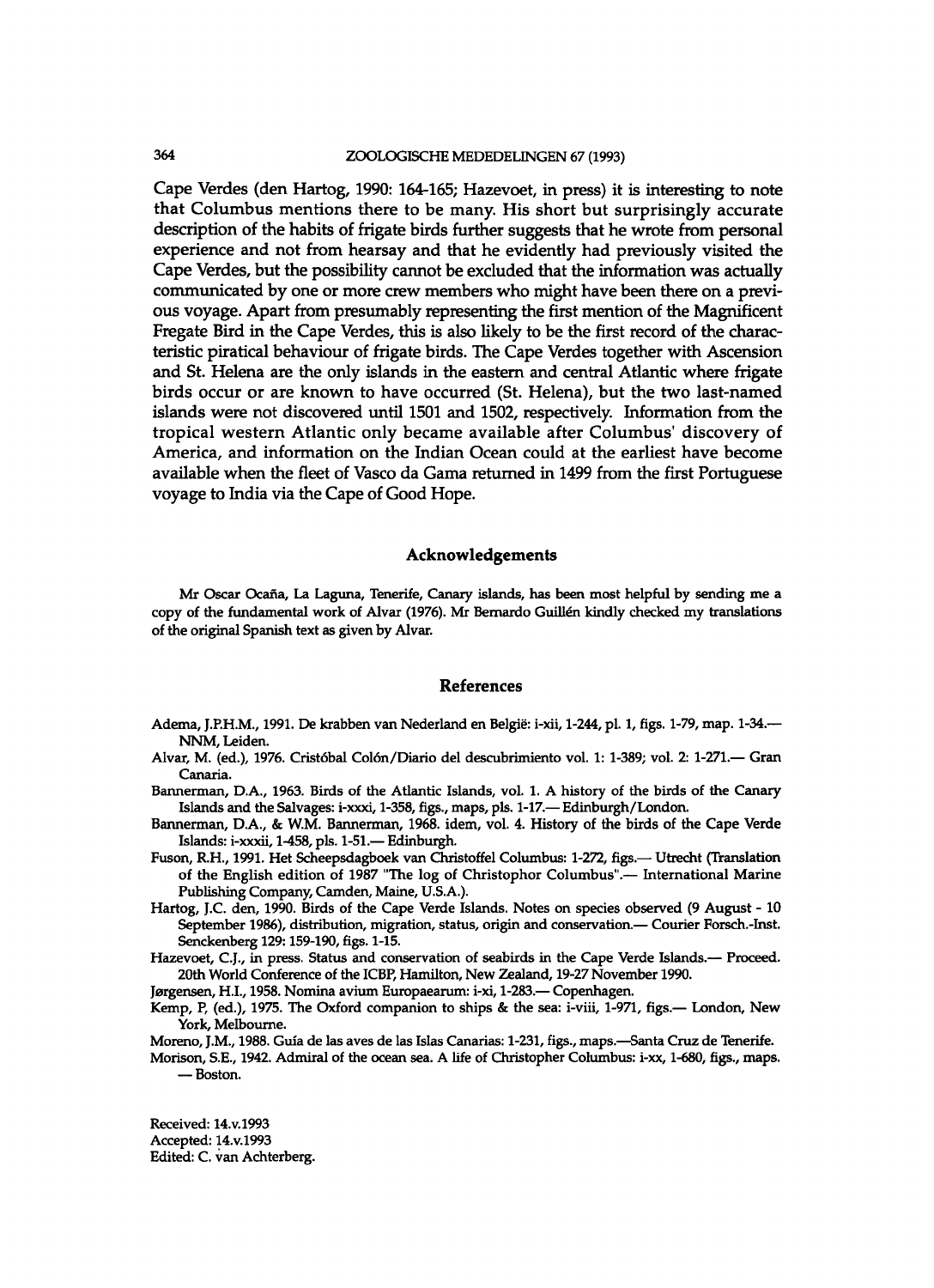Cape Verdes (den Hartog, 1990: 164-165; Hazevoet, in press) it is interesting to note that Columbus mentions there to be many. His short but surprisingly accurate description of the habits of frigate birds further suggests that he wrote from personal experience and not from hearsay and that he evidently had previously visited the Cape Verdes, but the possibility cannot be excluded that the information was actually communicated by one or more crew members who might have been there on a previous voyage. Apart from presumably representing the first mention of the Magnificent Fregate Bird in the Cape Verdes, this is also likely to be the first record of the characteristic piratical behaviour of frigate birds. The Cape Verdes together with Ascension and St. Helena are the only islands in the eastern and central Atlantic where frigate birds occur or are known to have occurred (St. Helena), but the two last-named islands were not discovered until 1501 and 1502, respectively. Information from the tropical western Atlantic only became available after Columbus' discovery of America, and information on the Indian Ocean could at the earliest have become available when the fleet of Vasco da Gama returned in 1499 from the first Portuguese voyage to India via the Cape of Good Hope.

## Acknowledgements

Mr Oscar Ocaña, La Laguna, Tenerife, Canary islands, has been most helpful by sending me a copy of the fundamental work of Alvar (1976). Mr Bernardo Guillén kindly checked my translations of the original Spanish text as given by Alvar.

## References

Adema, J.P.H.M., 1991. De krabben van Nederland en België: i-xii, 1-244, pl. 1, figs. 1-79, map. 1-34.— NNM, Leiden.

Alvar, M. (ed.), 1976. Cristóbal Colón/Diario del descubrimiento vol. 1: 1-389; vol. 2: 1-271.— Gran Canaria.

Bannerman, D.A., 1963. Birds of the Atlantic Islands, vol. 1. A history of the birds of the Canary Islands and the Salvages: i-xxxi, 1-358, figs., maps, pls. 1-17.— Edinburgh/London.

Bannerman, D.A., & W.M. Bannerman, 1968. idem, vol. 4. History of the birds of the Cape Verde Islands: i-xxxii, 1-458, pls. 1-51.— Edinburgh.

Fuson, R.H., 1991. Het Scheepsdagboek van Christoffel Columbus: 1-272, figs.— Utrecht (Translation of the English edition of 1987 "The log of Christophor Columbus".— International Marine Publishing Company, Camden, Maine, U.S.A.).

Hartog, J.C. den, 1990. Birds of the Cape Verde Islands. Notes on species observed (9 August - 10 September 1986), distribution, migration, status, origin and conservation.— Courier Forsch.-Inst. Senckenberg 129: 159-190, figs. 1-15.

Hazevoet, C.J., in press. Status and conservation of seabirds in the Cape Verde Islands.— Proceed. 20th World Conference of the ICBP, Hamilton, New Zealand, 19-27 November 1990.

Jørgensen, H.I., 1958. Nomina avium Europaearum: i-xi, 1-283.— Copenhagen.

Kemp, P, (ed.), 1975. The Oxford companion to ships & the sea: i-viii, 1-971, figs.— London, New York, Melbourne.

Moreno, J.M., 1988. Guía de las aves de las Islas Canarias: 1-231, figs., maps.—Santa Cruz de Tenerife.

Morison, S.E., 1942. Admiral of the ocean sea. A life of Christopher Columbus: i-xx, 1-680, figs., maps. — Boston.

Received: 14.v.1993
Accepted: 14.v.1993
Edited: C. van Achterberg.